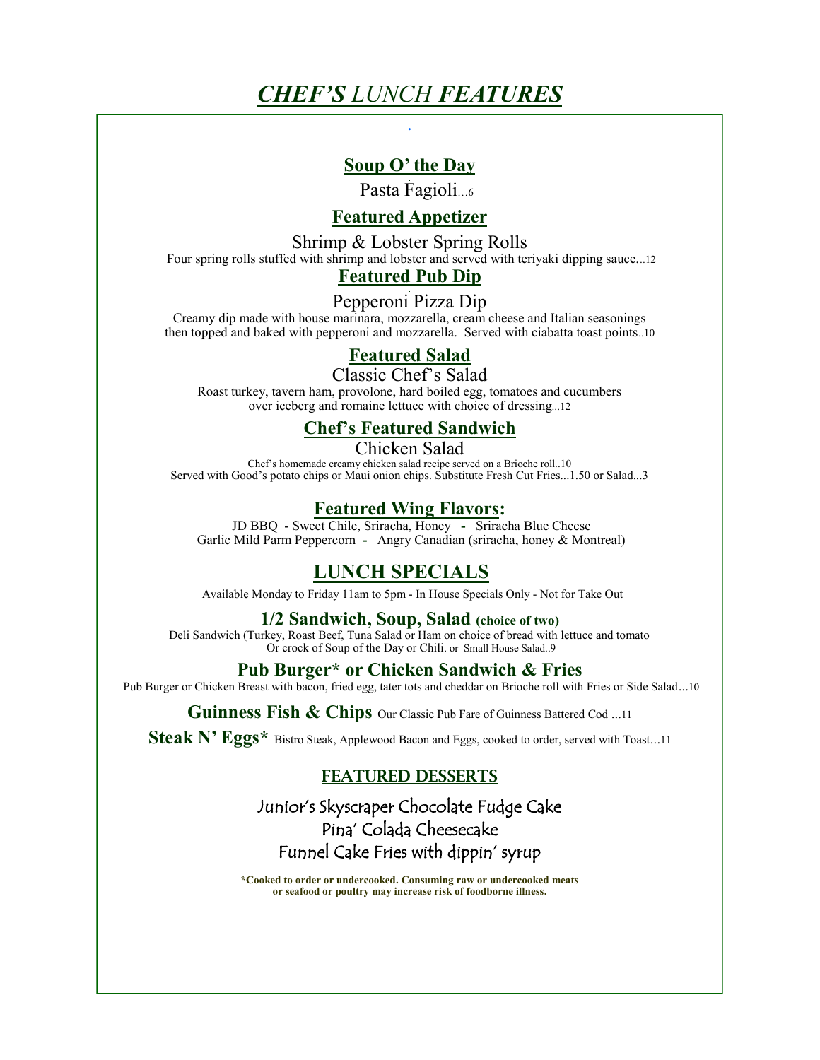# ***CHEF'S** LUNCH **FEATURES***

## Soup O' the Day

Pasta Fagioli…6

## Featured Appetizer

Shrimp & Lobster Spring Rolls

Four spring rolls stuffed with shrimp and lobster and served with teriyaki dipping sauce…12

## Featured Pub Dip

Pepperoni Pizza Dip

Creamy dip made with house marinara, mozzarella, cream cheese and Italian seasonings then topped and baked with pepperoni and mozzarella. Served with ciabatta toast points..10

## Featured Salad

Classic Chef's Salad

Roast turkey, tavern ham, provolone, hard boiled egg, tomatoes and cucumbers over iceberg and romaine lettuce with choice of dressing...12

## Chef's Featured Sandwich

Chicken Salad

Chef's homemade creamy chicken salad recipe served on a Brioche roll..10

Served with Good's potato chips or Maui onion chips. Substitute Fresh Cut Fries...1.50 or Salad...3

## Featured Wing Flavors:

JD BBQ - Sweet Chile, Sriracha, Honey - Sriracha Blue Cheese

Garlic Mild Parm Peppercorn - Angry Canadian (sriracha, honey & Montreal)

# LUNCH SPECIALS

Available Monday to Friday 11am to 5pm - In House Specials Only - Not for Take Out

### 1/2 Sandwich, Soup, Salad (choice of two)

Deli Sandwich (Turkey, Roast Beef, Tuna Salad or Ham on choice of bread with lettuce and tomato Or crock of Soup of the Day or Chili. or Small House Salad..9

### Pub Burger* or Chicken Sandwich & Fries

Pub Burger or Chicken Breast with bacon, fried egg, tater tots and cheddar on Brioche roll with Fries or Side Salad…10

**Guinness Fish & Chips** Our Classic Pub Fare of Guinness Battered Cod …11

**Steak N' Eggs*** Bistro Steak, Applewood Bacon and Eggs, cooked to order, served with Toast…11

## FEATURED DESSERTS

Junior's Skyscraper Chocolate Fudge Cake

Pina' Colada Cheesecake

Funnel Cake Fries with dippin' syrup

**\*Cooked to order or undercooked. Consuming raw or undercooked meats or seafood or poultry may increase risk of foodborne illness.**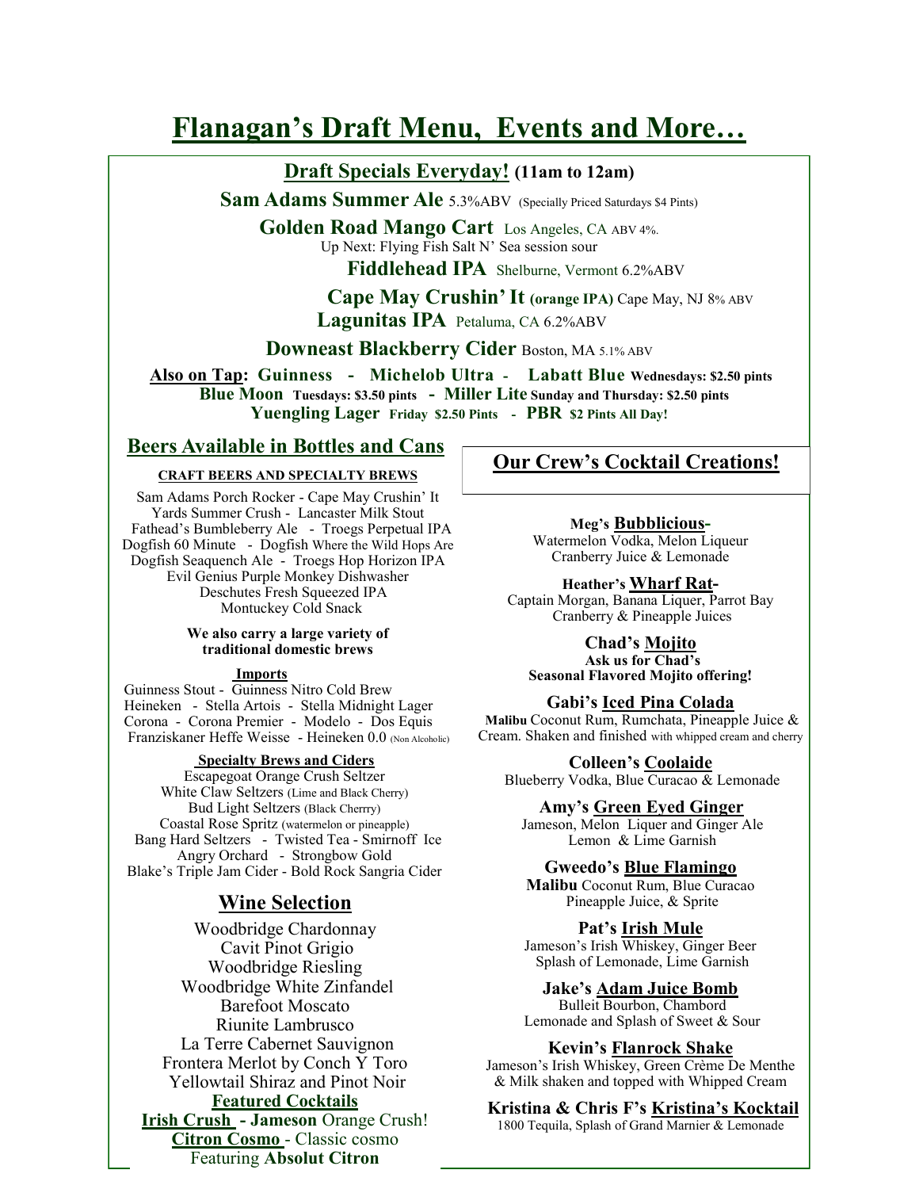# Flanagan's Draft Menu, Events and More…

## Draft Specials Everyday! (11am to 12am)

**Sam Adams Summer Ale** 5.3%ABV (Specially Priced Saturdays $4 Pints)

**Golden Road Mango Cart** Los Angeles, CA ABV 4%.
Up Next: Flying Fish Salt N' Sea session sour

**Fiddlehead IPA** Shelburne, Vermont 6.2%ABV

**Cape May Crushin' It (orange IPA)** Cape May, NJ 8% ABV

**Lagunitas IPA** Petaluma, CA 6.2%ABV

**Downeast Blackberry Cider** Boston, MA 5.1% ABV

**Also on Tap: Guinness - Michelob Ultra - Labatt Blue Wednesdays: $2.50 pints**
**Blue Moon Tuesdays: $3.50 pints - Miller Lite Sunday and Thursday: $2.50 pints**
**Yuengling Lager Friday $2.50 Pints - PBR $2 Pints All Day!**

## Beers Available in Bottles and Cans

### CRAFT BEERS AND SPECIALTY BREWS

Sam Adams Porch Rocker - Cape May Crushin' It
Yards Summer Crush - Lancaster Milk Stout
Fathead's Bumbleberry Ale - Troegs Perpetual IPA
Dogfish 60 Minute - Dogfish Where the Wild Hops Are
Dogfish Seaquench Ale - Troegs Hop Horizon IPA
Evil Genius Purple Monkey Dishwasher
Deschutes Fresh Squeezed IPA
Montuckey Cold Snack

**We also carry a large variety of traditional domestic brews**

### Imports

Guinness Stout - Guinness Nitro Cold Brew
Heineken - Stella Artois - Stella Midnight Lager
Corona - Corona Premier - Modelo - Dos Equis
Franziskaner Heffe Weisse - Heineken 0.0 (Non Alcoholic)

### Specialty Brews and Ciders

Escapegoat Orange Crush Seltzer
White Claw Seltzers (Lime and Black Cherry)
Bud Light Seltzers (Black Cherrry)
Coastal Rose Spritz (watermelon or pineapple)
Bang Hard Seltzers - Twisted Tea - Smirnoff Ice
Angry Orchard - Strongbow Gold
Blake's Triple Jam Cider - Bold Rock Sangria Cider

## Wine Selection

Woodbridge Chardonnay
Cavit Pinot Grigio
Woodbridge Riesling
Woodbridge White Zinfandel
Barefoot Moscato
Riunite Lambrusco
La Terre Cabernet Sauvignon
Frontera Merlot by Conch Y Toro
Yellowtail Shiraz and Pinot Noir

### Featured Cocktails

**Irish Crush - Jameson** Orange Crush!
**Citron Cosmo** - Classic cosmo Featuring **Absolut Citron**

## Our Crew's Cocktail Creations!

**Meg's Bubblicious-**
Watermelon Vodka, Melon Liqueur
Cranberry Juice & Lemonade

**Heather's Wharf Rat-**
Captain Morgan, Banana Liquer, Parrot Bay
Cranberry & Pineapple Juices

**Chad's Mojito**
**Ask us for Chad's Seasonal Flavored Mojito offering!**

**Gabi's Iced Pina Colada**
**Malibu** Coconut Rum, Rumchata, Pineapple Juice & Cream. Shaken and finished with whipped cream and cherry

**Colleen's Coolaide**
Blueberry Vodka, Blue Curacao & Lemonade

**Amy's Green Eyed Ginger**
Jameson, Melon Liquer and Ginger Ale
Lemon & Lime Garnish

**Gweedo's Blue Flamingo**
**Malibu** Coconut Rum, Blue Curacao
Pineapple Juice, & Sprite

**Pat's Irish Mule**
Jameson's Irish Whiskey, Ginger Beer
Splash of Lemonade, Lime Garnish

**Jake's Adam Juice Bomb**
Bulleit Bourbon, Chambord
Lemonade and Splash of Sweet & Sour

**Kevin's Flanrock Shake**
Jameson's Irish Whiskey, Green Crème De Menthe & Milk shaken and topped with Whipped Cream

**Kristina & Chris F's Kristina's Kocktail**
1800 Tequila, Splash of Grand Marnier & Lemonade